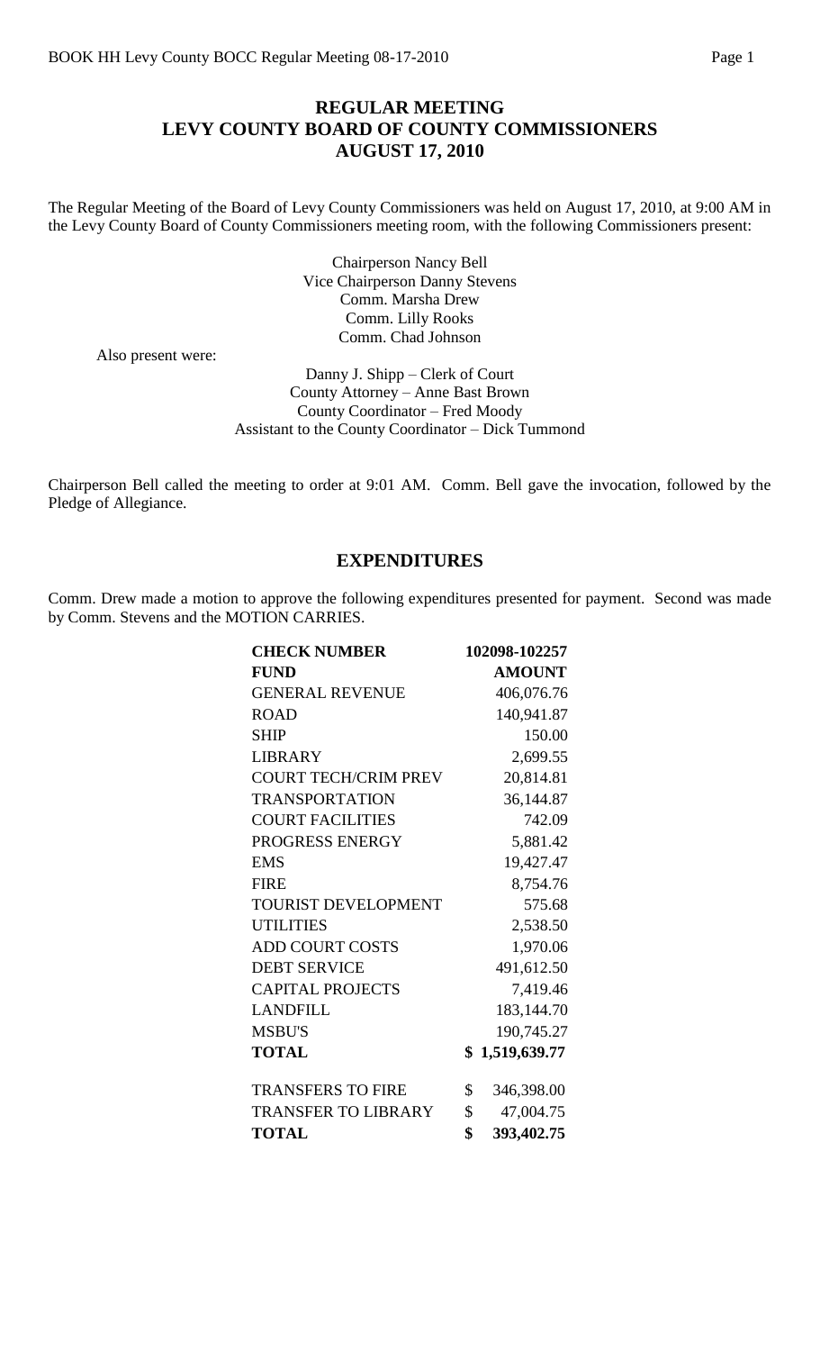# REGULAR MEETING
# LEVY COUNTY BOARD OF COUNTY COMMISSIONERS
# AUGUST 17, 2010

The Regular Meeting of the Board of Levy County Commissioners was held on August 17, 2010, at 9:00 AM in the Levy County Board of County Commissioners meeting room, with the following Commissioners present:

Chairperson Nancy Bell
Vice Chairperson Danny Stevens
Comm. Marsha Drew
Comm. Lilly Rooks
Comm. Chad Johnson

Also present were:

Danny J. Shipp – Clerk of Court
County Attorney – Anne Bast Brown
County Coordinator – Fred Moody
Assistant to the County Coordinator – Dick Tummond

Chairperson Bell called the meeting to order at 9:01 AM. Comm. Bell gave the invocation, followed by the Pledge of Allegiance.

## EXPENDITURES

Comm. Drew made a motion to approve the following expenditures presented for payment. Second was made by Comm. Stevens and the MOTION CARRIES.

| **CHECK NUMBER** | **102098-102257** |
|---|---|
| **FUND** | **AMOUNT** |
| GENERAL REVENUE | 406,076.76 |
| ROAD | 140,941.87 |
| SHIP | 150.00 |
| LIBRARY | 2,699.55 |
| COURT TECH/CRIM PREV | 20,814.81 |
| TRANSPORTATION | 36,144.87 |
| COURT FACILITIES | 742.09 |
| PROGRESS ENERGY | 5,881.42 |
| EMS | 19,427.47 |
| FIRE | 8,754.76 |
| TOURIST DEVELOPMENT | 575.68 |
| UTILITIES | 2,538.50 |
| ADD COURT COSTS | 1,970.06 |
| DEBT SERVICE | 491,612.50 |
| CAPITAL PROJECTS | 7,419.46 |
| LANDFILL | 183,144.70 |
| MSBU'S | 190,745.27 |
| **TOTAL** | **$ 1,519,639.77** |
| | |
| TRANSFERS TO FIRE | $ 346,398.00 |
| TRANSFER TO LIBRARY | $ 47,004.75 |
| **TOTAL** | **$ 393,402.75** |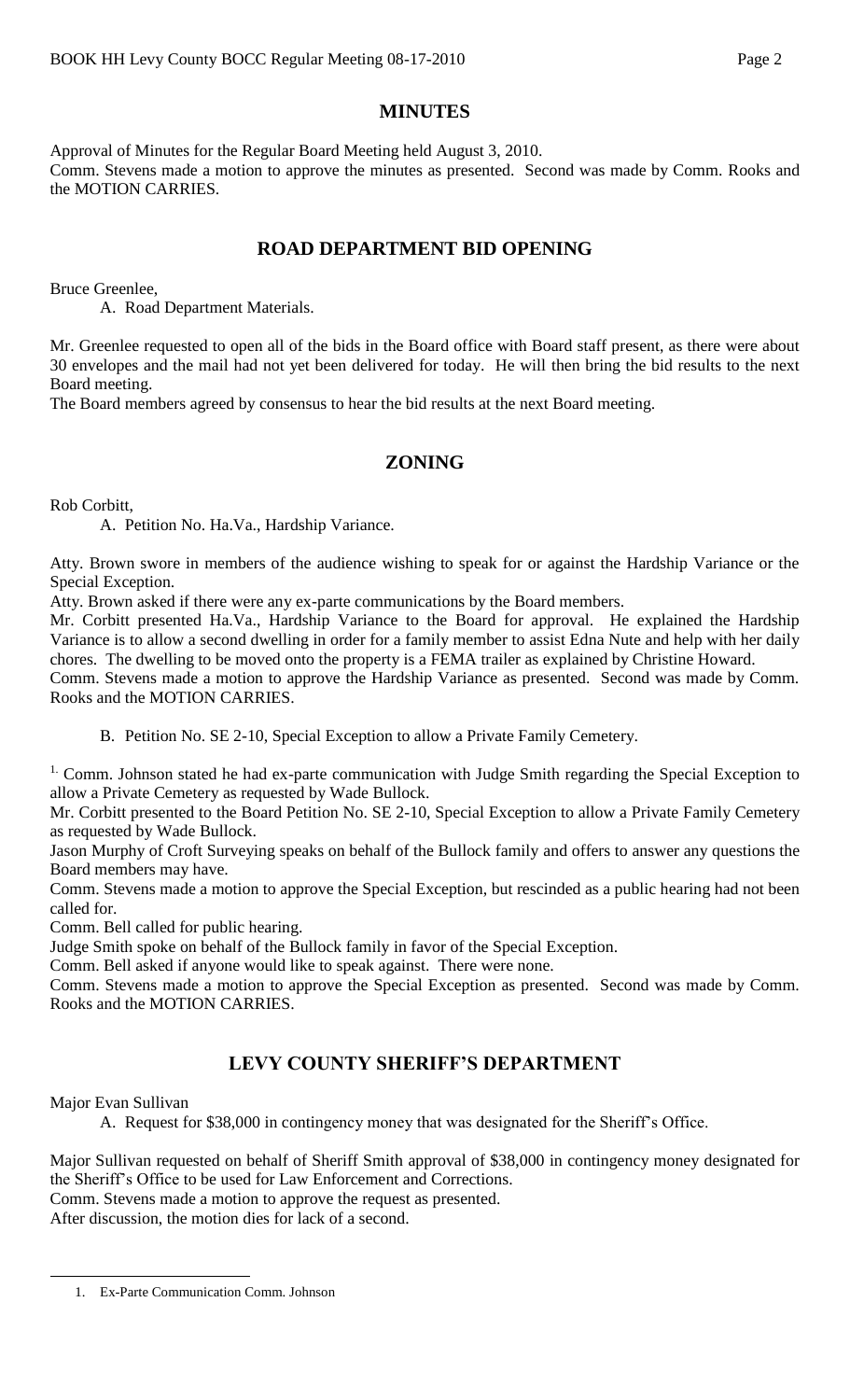## MINUTES

Approval of Minutes for the Regular Board Meeting held August 3, 2010.
Comm. Stevens made a motion to approve the minutes as presented. Second was made by Comm. Rooks and the MOTION CARRIES.

## ROAD DEPARTMENT BID OPENING

Bruce Greenlee,

A. Road Department Materials.

Mr. Greenlee requested to open all of the bids in the Board office with Board staff present, as there were about 30 envelopes and the mail had not yet been delivered for today. He will then bring the bid results to the next Board meeting.
The Board members agreed by consensus to hear the bid results at the next Board meeting.

## ZONING

Rob Corbitt,

A. Petition No. Ha.Va., Hardship Variance.

Atty. Brown swore in members of the audience wishing to speak for or against the Hardship Variance or the Special Exception.
Atty. Brown asked if there were any ex-parte communications by the Board members.
Mr. Corbitt presented Ha.Va., Hardship Variance to the Board for approval. He explained the Hardship Variance is to allow a second dwelling in order for a family member to assist Edna Nute and help with her daily chores. The dwelling to be moved onto the property is a FEMA trailer as explained by Christine Howard.
Comm. Stevens made a motion to approve the Hardship Variance as presented. Second was made by Comm. Rooks and the MOTION CARRIES.

B. Petition No. SE 2-10, Special Exception to allow a Private Family Cemetery.

[1.] Comm. Johnson stated he had ex-parte communication with Judge Smith regarding the Special Exception to allow a Private Cemetery as requested by Wade Bullock.
Mr. Corbitt presented to the Board Petition No. SE 2-10, Special Exception to allow a Private Family Cemetery as requested by Wade Bullock.
Jason Murphy of Croft Surveying speaks on behalf of the Bullock family and offers to answer any questions the Board members may have.
Comm. Stevens made a motion to approve the Special Exception, but rescinded as a public hearing had not been called for.
Comm. Bell called for public hearing.
Judge Smith spoke on behalf of the Bullock family in favor of the Special Exception.
Comm. Bell asked if anyone would like to speak against. There were none.
Comm. Stevens made a motion to approve the Special Exception as presented. Second was made by Comm. Rooks and the MOTION CARRIES.

## LEVY COUNTY SHERIFF'S DEPARTMENT

Major Evan Sullivan

A. Request for $38,000 in contingency money that was designated for the Sheriff's Office.

Major Sullivan requested on behalf of Sheriff Smith approval of $38,000 in contingency money designated for the Sheriff's Office to be used for Law Enforcement and Corrections.
Comm. Stevens made a motion to approve the request as presented.
After discussion, the motion dies for lack of a second.

1. Ex-Parte Communication Comm. Johnson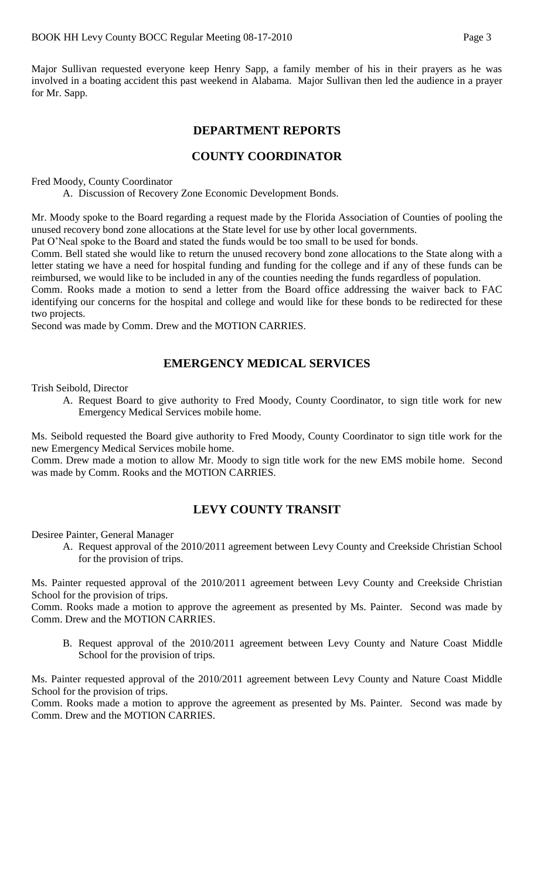Major Sullivan requested everyone keep Henry Sapp, a family member of his in their prayers as he was involved in a boating accident this past weekend in Alabama. Major Sullivan then led the audience in a prayer for Mr. Sapp.

## DEPARTMENT REPORTS

## COUNTY COORDINATOR

Fred Moody, County Coordinator

A. Discussion of Recovery Zone Economic Development Bonds.

Mr. Moody spoke to the Board regarding a request made by the Florida Association of Counties of pooling the unused recovery bond zone allocations at the State level for use by other local governments.

Pat O'Neal spoke to the Board and stated the funds would be too small to be used for bonds.

Comm. Bell stated she would like to return the unused recovery bond zone allocations to the State along with a letter stating we have a need for hospital funding and funding for the college and if any of these funds can be reimbursed, we would like to be included in any of the counties needing the funds regardless of population.

Comm. Rooks made a motion to send a letter from the Board office addressing the waiver back to FAC identifying our concerns for the hospital and college and would like for these bonds to be redirected for these two projects.

Second was made by Comm. Drew and the MOTION CARRIES.

## EMERGENCY MEDICAL SERVICES

Trish Seibold, Director

A. Request Board to give authority to Fred Moody, County Coordinator, to sign title work for new Emergency Medical Services mobile home.

Ms. Seibold requested the Board give authority to Fred Moody, County Coordinator to sign title work for the new Emergency Medical Services mobile home.

Comm. Drew made a motion to allow Mr. Moody to sign title work for the new EMS mobile home. Second was made by Comm. Rooks and the MOTION CARRIES.

## LEVY COUNTY TRANSIT

Desiree Painter, General Manager

A. Request approval of the 2010/2011 agreement between Levy County and Creekside Christian School for the provision of trips.

Ms. Painter requested approval of the 2010/2011 agreement between Levy County and Creekside Christian School for the provision of trips.

Comm. Rooks made a motion to approve the agreement as presented by Ms. Painter. Second was made by Comm. Drew and the MOTION CARRIES.

B. Request approval of the 2010/2011 agreement between Levy County and Nature Coast Middle School for the provision of trips.

Ms. Painter requested approval of the 2010/2011 agreement between Levy County and Nature Coast Middle School for the provision of trips.

Comm. Rooks made a motion to approve the agreement as presented by Ms. Painter. Second was made by Comm. Drew and the MOTION CARRIES.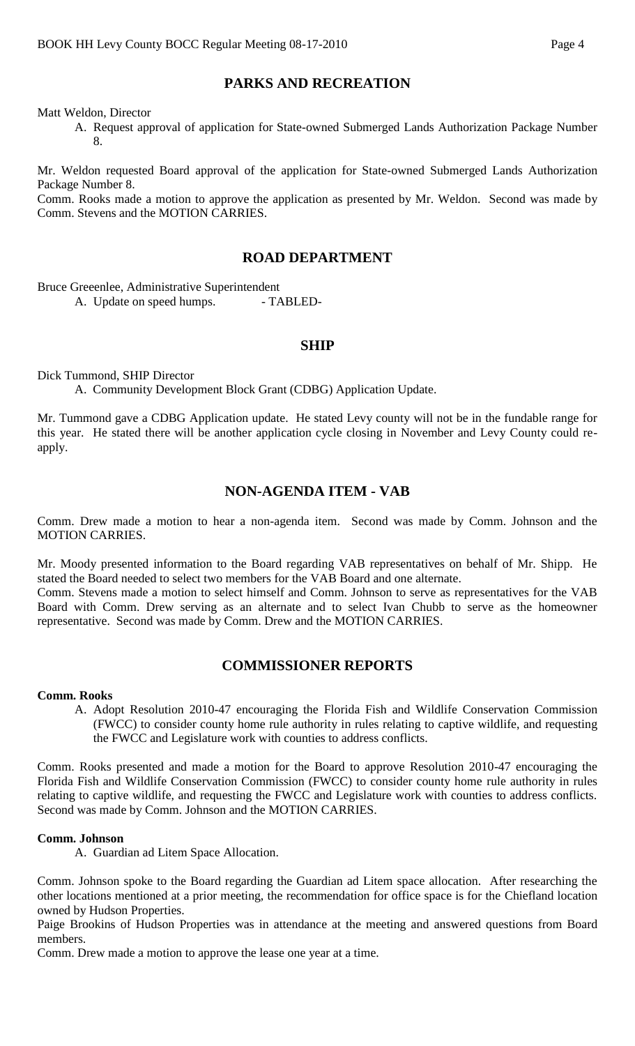## PARKS AND RECREATION

Matt Weldon, Director

A. Request approval of application for State-owned Submerged Lands Authorization Package Number 8.

Mr. Weldon requested Board approval of the application for State-owned Submerged Lands Authorization Package Number 8.

Comm. Rooks made a motion to approve the application as presented by Mr. Weldon. Second was made by Comm. Stevens and the MOTION CARRIES.

## ROAD DEPARTMENT

Bruce Greeenlee, Administrative Superintendent

A. Update on speed humps. - TABLED-

## SHIP

Dick Tummond, SHIP Director

A. Community Development Block Grant (CDBG) Application Update.

Mr. Tummond gave a CDBG Application update. He stated Levy county will not be in the fundable range for this year. He stated there will be another application cycle closing in November and Levy County could re-apply.

## NON-AGENDA ITEM - VAB

Comm. Drew made a motion to hear a non-agenda item. Second was made by Comm. Johnson and the MOTION CARRIES.

Mr. Moody presented information to the Board regarding VAB representatives on behalf of Mr. Shipp. He stated the Board needed to select two members for the VAB Board and one alternate.

Comm. Stevens made a motion to select himself and Comm. Johnson to serve as representatives for the VAB Board with Comm. Drew serving as an alternate and to select Ivan Chubb to serve as the homeowner representative. Second was made by Comm. Drew and the MOTION CARRIES.

## COMMISSIONER REPORTS

**Comm. Rooks**

A. Adopt Resolution 2010-47 encouraging the Florida Fish and Wildlife Conservation Commission (FWCC) to consider county home rule authority in rules relating to captive wildlife, and requesting the FWCC and Legislature work with counties to address conflicts.

Comm. Rooks presented and made a motion for the Board to approve Resolution 2010-47 encouraging the Florida Fish and Wildlife Conservation Commission (FWCC) to consider county home rule authority in rules relating to captive wildlife, and requesting the FWCC and Legislature work with counties to address conflicts. Second was made by Comm. Johnson and the MOTION CARRIES.

**Comm. Johnson**

A. Guardian ad Litem Space Allocation.

Comm. Johnson spoke to the Board regarding the Guardian ad Litem space allocation. After researching the other locations mentioned at a prior meeting, the recommendation for office space is for the Chiefland location owned by Hudson Properties.

Paige Brookins of Hudson Properties was in attendance at the meeting and answered questions from Board members.

Comm. Drew made a motion to approve the lease one year at a time.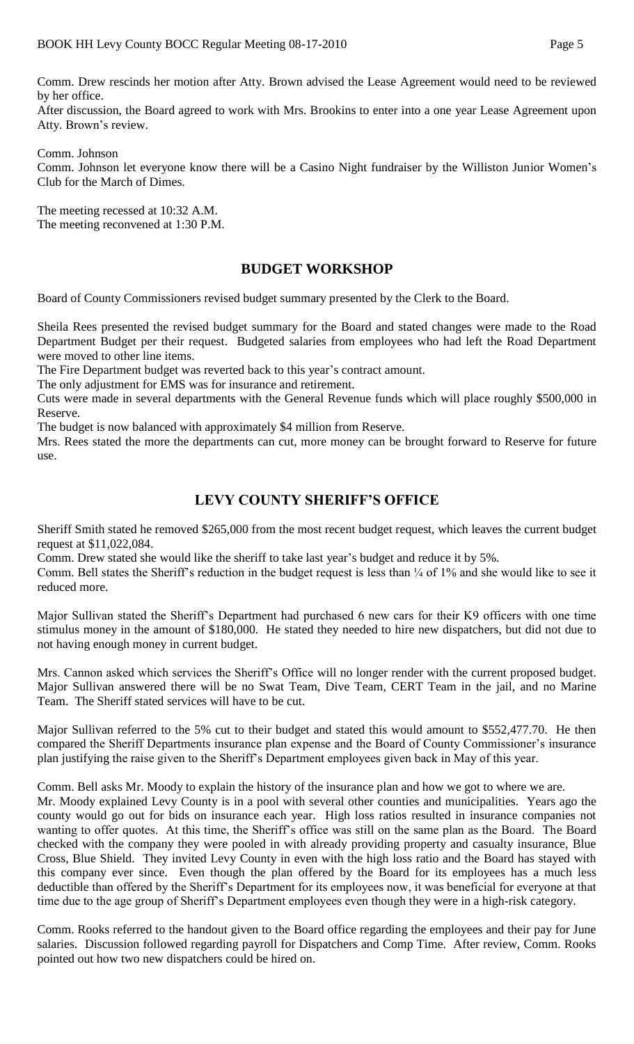Comm. Drew rescinds her motion after Atty. Brown advised the Lease Agreement would need to be reviewed by her office.

After discussion, the Board agreed to work with Mrs. Brookins to enter into a one year Lease Agreement upon Atty. Brown's review.

Comm. Johnson

Comm. Johnson let everyone know there will be a Casino Night fundraiser by the Williston Junior Women's Club for the March of Dimes.

The meeting recessed at 10:32 A.M.

The meeting reconvened at 1:30 P.M.

## BUDGET WORKSHOP

Board of County Commissioners revised budget summary presented by the Clerk to the Board.

Sheila Rees presented the revised budget summary for the Board and stated changes were made to the Road Department Budget per their request. Budgeted salaries from employees who had left the Road Department were moved to other line items.

The Fire Department budget was reverted back to this year's contract amount.

The only adjustment for EMS was for insurance and retirement.

Cuts were made in several departments with the General Revenue funds which will place roughly $500,000 in Reserve.

The budget is now balanced with approximately $4 million from Reserve.

Mrs. Rees stated the more the departments can cut, more money can be brought forward to Reserve for future use.

## LEVY COUNTY SHERIFF'S OFFICE

Sheriff Smith stated he removed $265,000 from the most recent budget request, which leaves the current budget request at $11,022,084.

Comm. Drew stated she would like the sheriff to take last year's budget and reduce it by 5%.

Comm. Bell states the Sheriff's reduction in the budget request is less than ¼ of 1% and she would like to see it reduced more.

Major Sullivan stated the Sheriff's Department had purchased 6 new cars for their K9 officers with one time stimulus money in the amount of $180,000. He stated they needed to hire new dispatchers, but did not due to not having enough money in current budget.

Mrs. Cannon asked which services the Sheriff's Office will no longer render with the current proposed budget. Major Sullivan answered there will be no Swat Team, Dive Team, CERT Team in the jail, and no Marine Team. The Sheriff stated services will have to be cut.

Major Sullivan referred to the 5% cut to their budget and stated this would amount to $552,477.70. He then compared the Sheriff Departments insurance plan expense and the Board of County Commissioner's insurance plan justifying the raise given to the Sheriff's Department employees given back in May of this year.

Comm. Bell asks Mr. Moody to explain the history of the insurance plan and how we got to where we are.

Mr. Moody explained Levy County is in a pool with several other counties and municipalities. Years ago the county would go out for bids on insurance each year. High loss ratios resulted in insurance companies not wanting to offer quotes. At this time, the Sheriff's office was still on the same plan as the Board. The Board checked with the company they were pooled in with already providing property and casualty insurance, Blue Cross, Blue Shield. They invited Levy County in even with the high loss ratio and the Board has stayed with this company ever since. Even though the plan offered by the Board for its employees has a much less deductible than offered by the Sheriff's Department for its employees now, it was beneficial for everyone at that time due to the age group of Sheriff's Department employees even though they were in a high-risk category.

Comm. Rooks referred to the handout given to the Board office regarding the employees and their pay for June salaries. Discussion followed regarding payroll for Dispatchers and Comp Time. After review, Comm. Rooks pointed out how two new dispatchers could be hired on.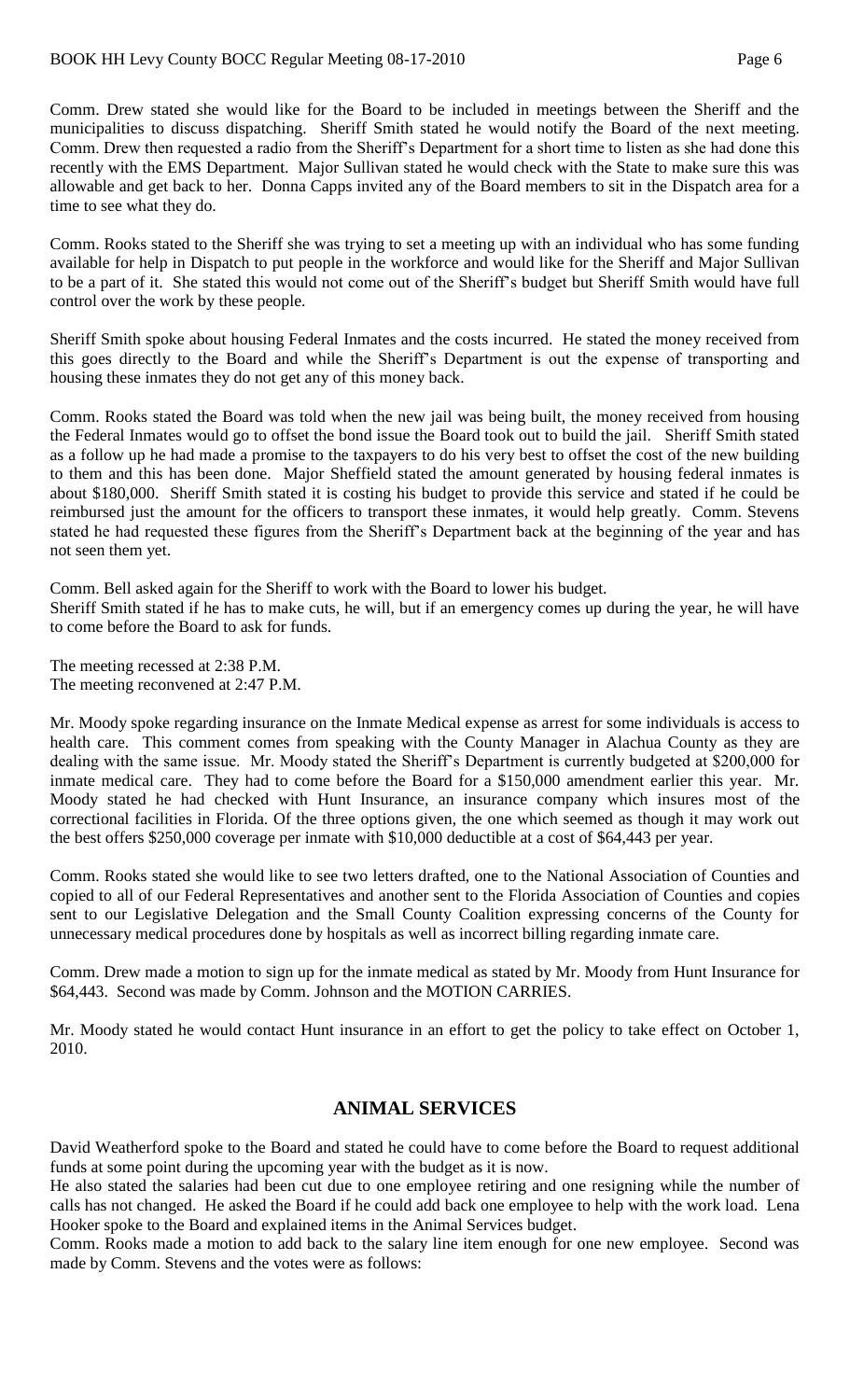Comm. Drew stated she would like for the Board to be included in meetings between the Sheriff and the municipalities to discuss dispatching. Sheriff Smith stated he would notify the Board of the next meeting. Comm. Drew then requested a radio from the Sheriff's Department for a short time to listen as she had done this recently with the EMS Department. Major Sullivan stated he would check with the State to make sure this was allowable and get back to her. Donna Capps invited any of the Board members to sit in the Dispatch area for a time to see what they do.

Comm. Rooks stated to the Sheriff she was trying to set a meeting up with an individual who has some funding available for help in Dispatch to put people in the workforce and would like for the Sheriff and Major Sullivan to be a part of it. She stated this would not come out of the Sheriff's budget but Sheriff Smith would have full control over the work by these people.

Sheriff Smith spoke about housing Federal Inmates and the costs incurred. He stated the money received from this goes directly to the Board and while the Sheriff's Department is out the expense of transporting and housing these inmates they do not get any of this money back.

Comm. Rooks stated the Board was told when the new jail was being built, the money received from housing the Federal Inmates would go to offset the bond issue the Board took out to build the jail. Sheriff Smith stated as a follow up he had made a promise to the taxpayers to do his very best to offset the cost of the new building to them and this has been done. Major Sheffield stated the amount generated by housing federal inmates is about $180,000. Sheriff Smith stated it is costing his budget to provide this service and stated if he could be reimbursed just the amount for the officers to transport these inmates, it would help greatly. Comm. Stevens stated he had requested these figures from the Sheriff's Department back at the beginning of the year and has not seen them yet.

Comm. Bell asked again for the Sheriff to work with the Board to lower his budget.
Sheriff Smith stated if he has to make cuts, he will, but if an emergency comes up during the year, he will have to come before the Board to ask for funds.

The meeting recessed at 2:38 P.M.
The meeting reconvened at 2:47 P.M.

Mr. Moody spoke regarding insurance on the Inmate Medical expense as arrest for some individuals is access to health care. This comment comes from speaking with the County Manager in Alachua County as they are dealing with the same issue. Mr. Moody stated the Sheriff's Department is currently budgeted at $200,000 for inmate medical care. They had to come before the Board for a $150,000 amendment earlier this year. Mr. Moody stated he had checked with Hunt Insurance, an insurance company which insures most of the correctional facilities in Florida. Of the three options given, the one which seemed as though it may work out the best offers $250,000 coverage per inmate with $10,000 deductible at a cost of $64,443 per year.

Comm. Rooks stated she would like to see two letters drafted, one to the National Association of Counties and copied to all of our Federal Representatives and another sent to the Florida Association of Counties and copies sent to our Legislative Delegation and the Small County Coalition expressing concerns of the County for unnecessary medical procedures done by hospitals as well as incorrect billing regarding inmate care.

Comm. Drew made a motion to sign up for the inmate medical as stated by Mr. Moody from Hunt Insurance for $64,443. Second was made by Comm. Johnson and the MOTION CARRIES.

Mr. Moody stated he would contact Hunt insurance in an effort to get the policy to take effect on October 1, 2010.

## ANIMAL SERVICES

David Weatherford spoke to the Board and stated he could have to come before the Board to request additional funds at some point during the upcoming year with the budget as it is now.
He also stated the salaries had been cut due to one employee retiring and one resigning while the number of calls has not changed. He asked the Board if he could add back one employee to help with the work load. Lena Hooker spoke to the Board and explained items in the Animal Services budget.
Comm. Rooks made a motion to add back to the salary line item enough for one new employee. Second was made by Comm. Stevens and the votes were as follows: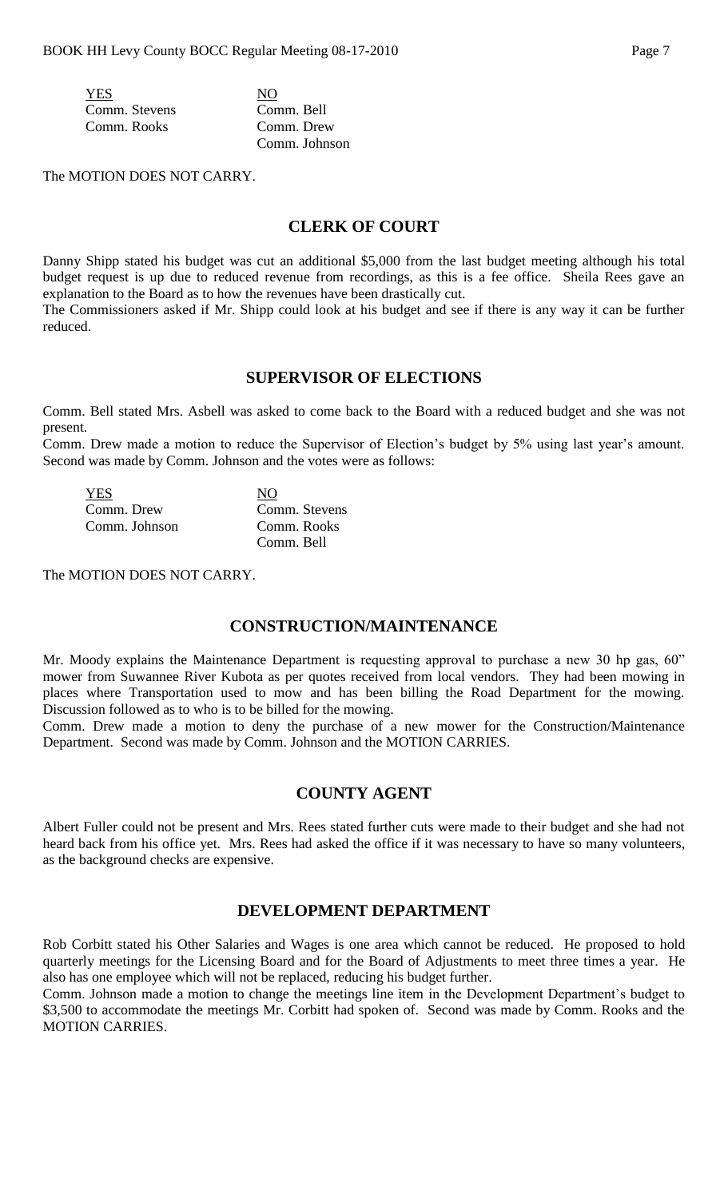| YES | NO |
|---|---|
| Comm. Stevens | Comm. Bell |
| Comm. Rooks | Comm. Drew |
| | Comm. Johnson |

The MOTION DOES NOT CARRY.

## CLERK OF COURT

Danny Shipp stated his budget was cut an additional $5,000 from the last budget meeting although his total budget request is up due to reduced revenue from recordings, as this is a fee office. Sheila Rees gave an explanation to the Board as to how the revenues have been drastically cut.

The Commissioners asked if Mr. Shipp could look at his budget and see if there is any way it can be further reduced.

## SUPERVISOR OF ELECTIONS

Comm. Bell stated Mrs. Asbell was asked to come back to the Board with a reduced budget and she was not present.

Comm. Drew made a motion to reduce the Supervisor of Election's budget by 5% using last year's amount. Second was made by Comm. Johnson and the votes were as follows:

| YES | NO |
|---|---|
| Comm. Drew | Comm. Stevens |
| Comm. Johnson | Comm. Rooks |
| | Comm. Bell |

The MOTION DOES NOT CARRY.

## CONSTRUCTION/MAINTENANCE

Mr. Moody explains the Maintenance Department is requesting approval to purchase a new 30 hp gas, 60" mower from Suwannee River Kubota as per quotes received from local vendors. They had been mowing in places where Transportation used to mow and has been billing the Road Department for the mowing. Discussion followed as to who is to be billed for the mowing.

Comm. Drew made a motion to deny the purchase of a new mower for the Construction/Maintenance Department. Second was made by Comm. Johnson and the MOTION CARRIES.

## COUNTY AGENT

Albert Fuller could not be present and Mrs. Rees stated further cuts were made to their budget and she had not heard back from his office yet. Mrs. Rees had asked the office if it was necessary to have so many volunteers, as the background checks are expensive.

## DEVELOPMENT DEPARTMENT

Rob Corbitt stated his Other Salaries and Wages is one area which cannot be reduced. He proposed to hold quarterly meetings for the Licensing Board and for the Board of Adjustments to meet three times a year. He also has one employee which will not be replaced, reducing his budget further.

Comm. Johnson made a motion to change the meetings line item in the Development Department's budget to $3,500 to accommodate the meetings Mr. Corbitt had spoken of. Second was made by Comm. Rooks and the MOTION CARRIES.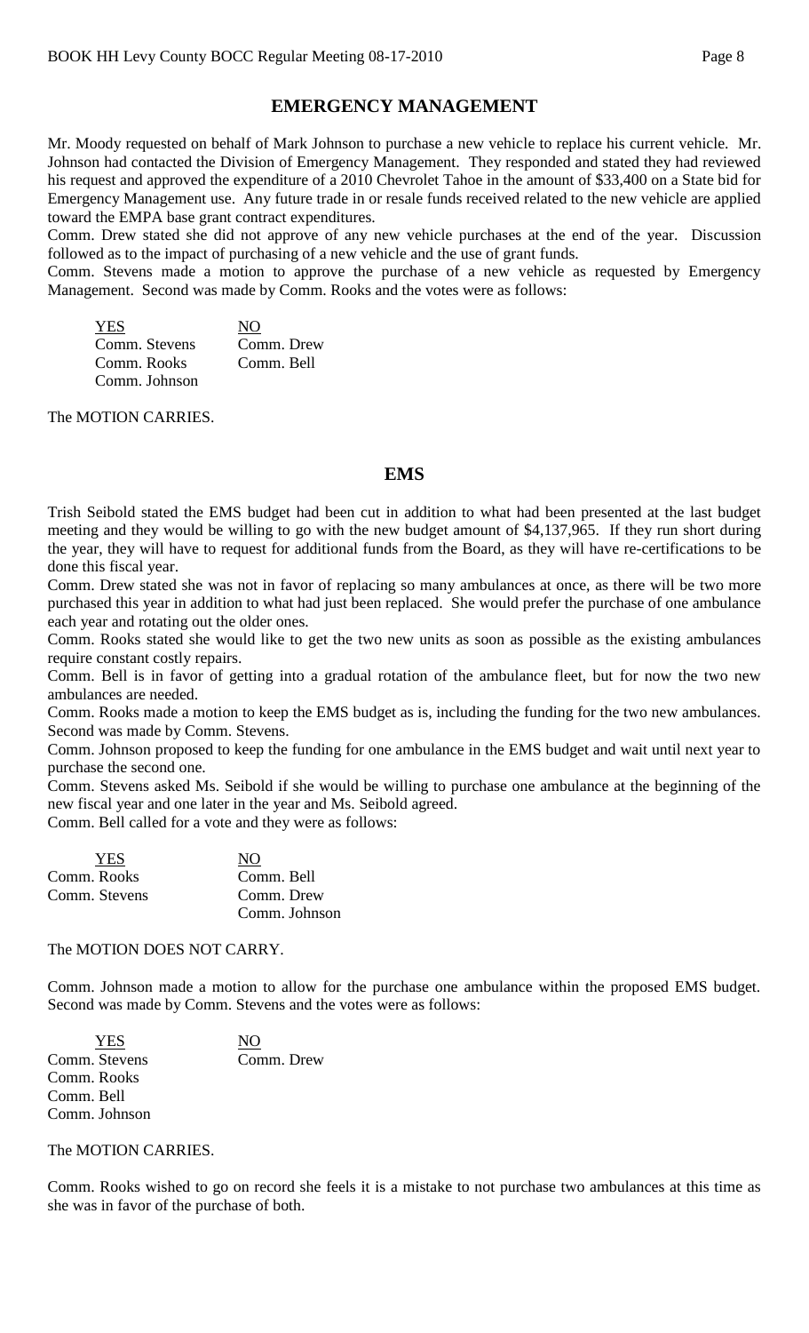## EMERGENCY MANAGEMENT

Mr. Moody requested on behalf of Mark Johnson to purchase a new vehicle to replace his current vehicle. Mr. Johnson had contacted the Division of Emergency Management. They responded and stated they had reviewed his request and approved the expenditure of a 2010 Chevrolet Tahoe in the amount of $33,400 on a State bid for Emergency Management use. Any future trade in or resale funds received related to the new vehicle are applied toward the EMPA base grant contract expenditures.

Comm. Drew stated she did not approve of any new vehicle purchases at the end of the year. Discussion followed as to the impact of purchasing of a new vehicle and the use of grant funds.

Comm. Stevens made a motion to approve the purchase of a new vehicle as requested by Emergency Management. Second was made by Comm. Rooks and the votes were as follows:

| YES | NO |
|---|---|
| Comm. Stevens | Comm. Drew |
| Comm. Rooks | Comm. Bell |
| Comm. Johnson | |

The MOTION CARRIES.

## EMS

Trish Seibold stated the EMS budget had been cut in addition to what had been presented at the last budget meeting and they would be willing to go with the new budget amount of $4,137,965. If they run short during the year, they will have to request for additional funds from the Board, as they will have re-certifications to be done this fiscal year.

Comm. Drew stated she was not in favor of replacing so many ambulances at once, as there will be two more purchased this year in addition to what had just been replaced. She would prefer the purchase of one ambulance each year and rotating out the older ones.

Comm. Rooks stated she would like to get the two new units as soon as possible as the existing ambulances require constant costly repairs.

Comm. Bell is in favor of getting into a gradual rotation of the ambulance fleet, but for now the two new ambulances are needed.

Comm. Rooks made a motion to keep the EMS budget as is, including the funding for the two new ambulances. Second was made by Comm. Stevens.

Comm. Johnson proposed to keep the funding for one ambulance in the EMS budget and wait until next year to purchase the second one.

Comm. Stevens asked Ms. Seibold if she would be willing to purchase one ambulance at the beginning of the new fiscal year and one later in the year and Ms. Seibold agreed.

Comm. Bell called for a vote and they were as follows:

| YES | NO |
|---|---|
| Comm. Rooks | Comm. Bell |
| Comm. Stevens | Comm. Drew |
| | Comm. Johnson |

The MOTION DOES NOT CARRY.

Comm. Johnson made a motion to allow for the purchase one ambulance within the proposed EMS budget. Second was made by Comm. Stevens and the votes were as follows:

| YES | NO |
|---|---|
| Comm. Stevens | Comm. Drew |
| Comm. Rooks | |
| Comm. Bell | |
| Comm. Johnson | |

The MOTION CARRIES.

Comm. Rooks wished to go on record she feels it is a mistake to not purchase two ambulances at this time as she was in favor of the purchase of both.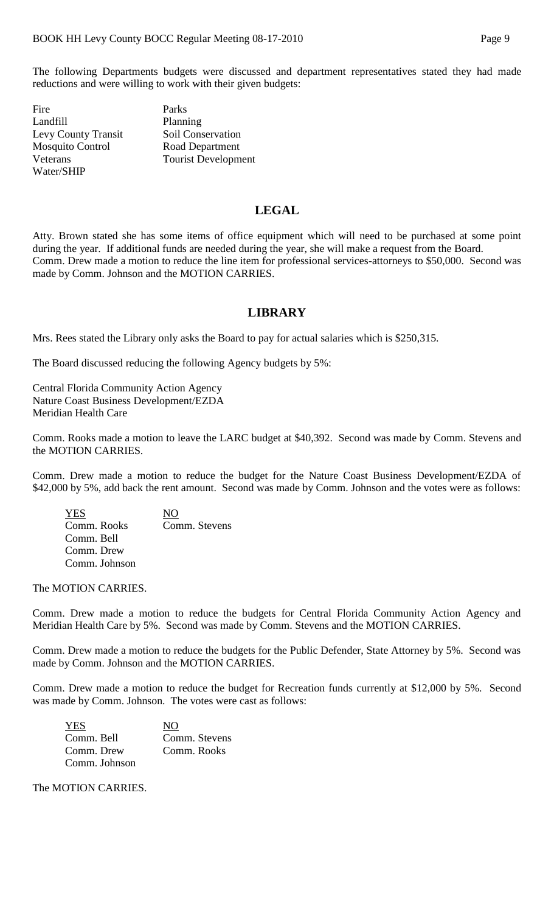The following Departments budgets were discussed and department representatives stated they had made reductions and were willing to work with their given budgets:

| | |
|---|---|
| Fire | Parks |
| Landfill | Planning |
| Levy County Transit | Soil Conservation |
| Mosquito Control | Road Department |
| Veterans | Tourist Development |
| Water/SHIP | |

## LEGAL

Atty. Brown stated she has some items of office equipment which will need to be purchased at some point during the year. If additional funds are needed during the year, she will make a request from the Board. Comm. Drew made a motion to reduce the line item for professional services-attorneys to $50,000. Second was made by Comm. Johnson and the MOTION CARRIES.

## LIBRARY

Mrs. Rees stated the Library only asks the Board to pay for actual salaries which is $250,315.

The Board discussed reducing the following Agency budgets by 5%:

Central Florida Community Action Agency
Nature Coast Business Development/EZDA
Meridian Health Care

Comm. Rooks made a motion to leave the LARC budget at $40,392. Second was made by Comm. Stevens and the MOTION CARRIES.

Comm. Drew made a motion to reduce the budget for the Nature Coast Business Development/EZDA of $42,000 by 5%, add back the rent amount. Second was made by Comm. Johnson and the votes were as follows:

| YES | NO |
|---|---|
| Comm. Rooks | Comm. Stevens |
| Comm. Bell | |
| Comm. Drew | |
| Comm. Johnson | |

The MOTION CARRIES.

Comm. Drew made a motion to reduce the budgets for Central Florida Community Action Agency and Meridian Health Care by 5%. Second was made by Comm. Stevens and the MOTION CARRIES.

Comm. Drew made a motion to reduce the budgets for the Public Defender, State Attorney by 5%. Second was made by Comm. Johnson and the MOTION CARRIES.

Comm. Drew made a motion to reduce the budget for Recreation funds currently at $12,000 by 5%. Second was made by Comm. Johnson. The votes were cast as follows:

| YES | NO |
|---|---|
| Comm. Bell | Comm. Stevens |
| Comm. Drew | Comm. Rooks |
| Comm. Johnson | |

The MOTION CARRIES.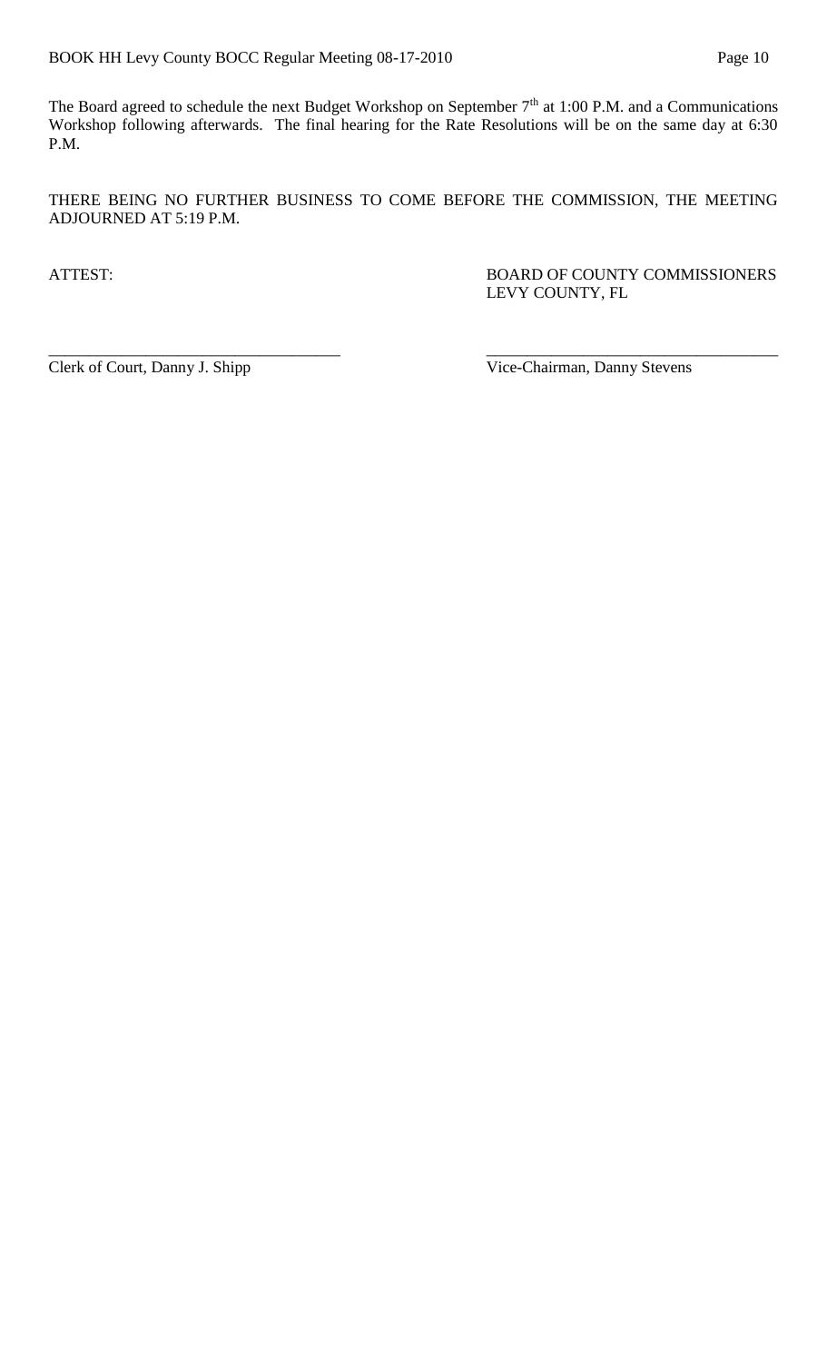The Board agreed to schedule the next Budget Workshop on September 7th at 1:00 P.M. and a Communications Workshop following afterwards. The final hearing for the Rate Resolutions will be on the same day at 6:30 P.M.

THERE BEING NO FURTHER BUSINESS TO COME BEFORE THE COMMISSION, THE MEETING ADJOURNED AT 5:19 P.M.

ATTEST: BOARD OF COUNTY COMMISSIONERS
LEVY COUNTY, FL

_________________________________ _________________________________

Clerk of Court, Danny J. Shipp Vice-Chairman, Danny Stevens